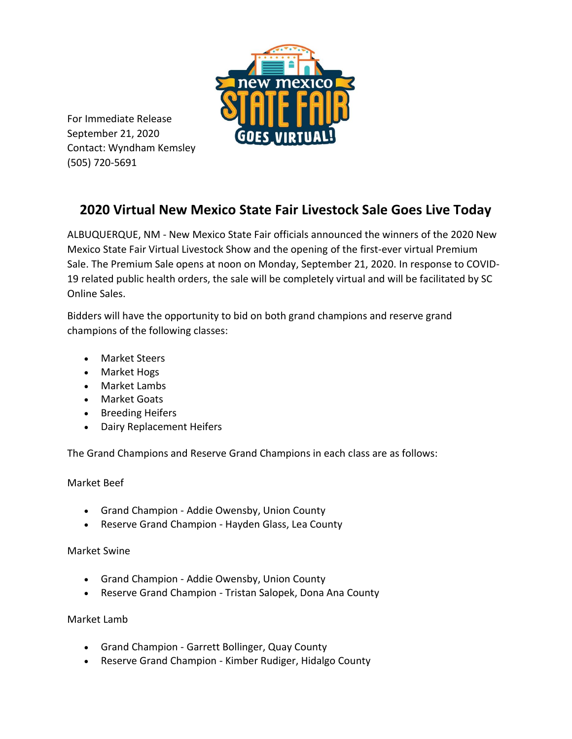For Immediate Release
September 21, 2020
Contact: Wyndham Kemsley
(505) 720-5691

## 2020 Virtual New Mexico State Fair Livestock Sale Goes Live Today

ALBUQUERQUE, NM - New Mexico State Fair officials announced the winners of the 2020 New Mexico State Fair Virtual Livestock Show and the opening of the first-ever virtual Premium Sale. The Premium Sale opens at noon on Monday, September 21, 2020. In response to COVID-19 related public health orders, the sale will be completely virtual and will be facilitated by SC Online Sales.

Bidders will have the opportunity to bid on both grand champions and reserve grand champions of the following classes:

- Market Steers
- Market Hogs
- Market Lambs
- Market Goats
- Breeding Heifers
- Dairy Replacement Heifers

The Grand Champions and Reserve Grand Champions in each class are as follows:

Market Beef

- Grand Champion - Addie Owensby, Union County
- Reserve Grand Champion - Hayden Glass, Lea County

Market Swine

- Grand Champion - Addie Owensby, Union County
- Reserve Grand Champion - Tristan Salopek, Dona Ana County

Market Lamb

- Grand Champion - Garrett Bollinger, Quay County
- Reserve Grand Champion - Kimber Rudiger, Hidalgo County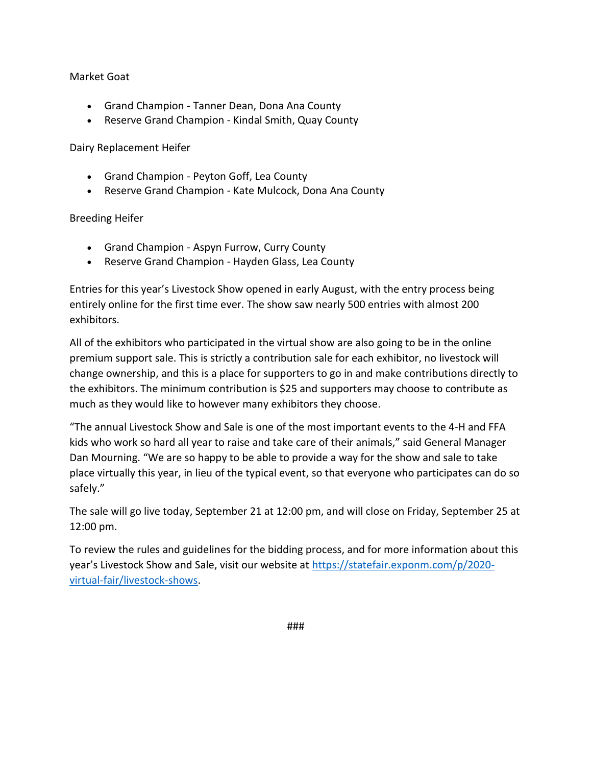Market Goat

- Grand Champion - Tanner Dean, Dona Ana County
- Reserve Grand Champion - Kindal Smith, Quay County

Dairy Replacement Heifer

- Grand Champion - Peyton Goff, Lea County
- Reserve Grand Champion - Kate Mulcock, Dona Ana County

Breeding Heifer

- Grand Champion - Aspyn Furrow, Curry County
- Reserve Grand Champion - Hayden Glass, Lea County

Entries for this year's Livestock Show opened in early August, with the entry process being entirely online for the first time ever. The show saw nearly 500 entries with almost 200 exhibitors.

All of the exhibitors who participated in the virtual show are also going to be in the online premium support sale. This is strictly a contribution sale for each exhibitor, no livestock will change ownership, and this is a place for supporters to go in and make contributions directly to the exhibitors. The minimum contribution is $25 and supporters may choose to contribute as much as they would like to however many exhibitors they choose.

"The annual Livestock Show and Sale is one of the most important events to the 4-H and FFA kids who work so hard all year to raise and take care of their animals," said General Manager Dan Mourning. "We are so happy to be able to provide a way for the show and sale to take place virtually this year, in lieu of the typical event, so that everyone who participates can do so safely."

The sale will go live today, September 21 at 12:00 pm, and will close on Friday, September 25 at 12:00 pm.

To review the rules and guidelines for the bidding process, and for more information about this year's Livestock Show and Sale, visit our website at [https://statefair.exponm.com/p/2020-virtual-fair/livestock-shows](https://statefair.exponm.com/p/2020-virtual-fair/livestock-shows).

###